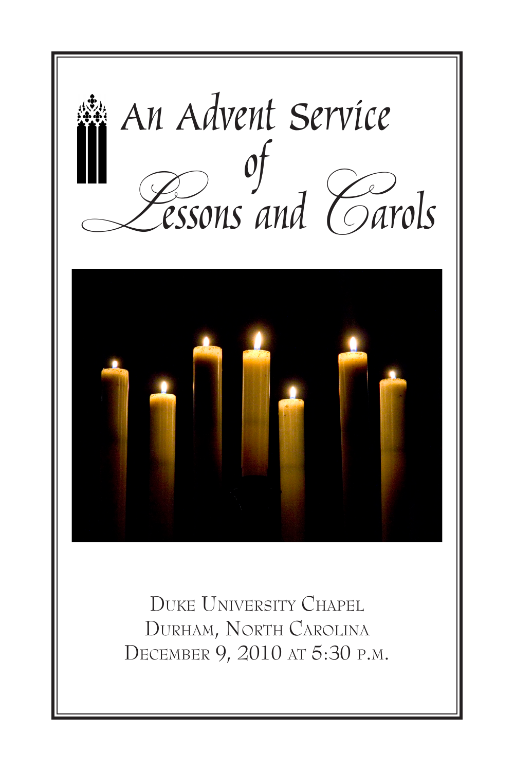# An Advent Service of Lessons and Carols

Duke University Chapel
Durham, North Carolina
December 9, 2010 at 5:30 p.m.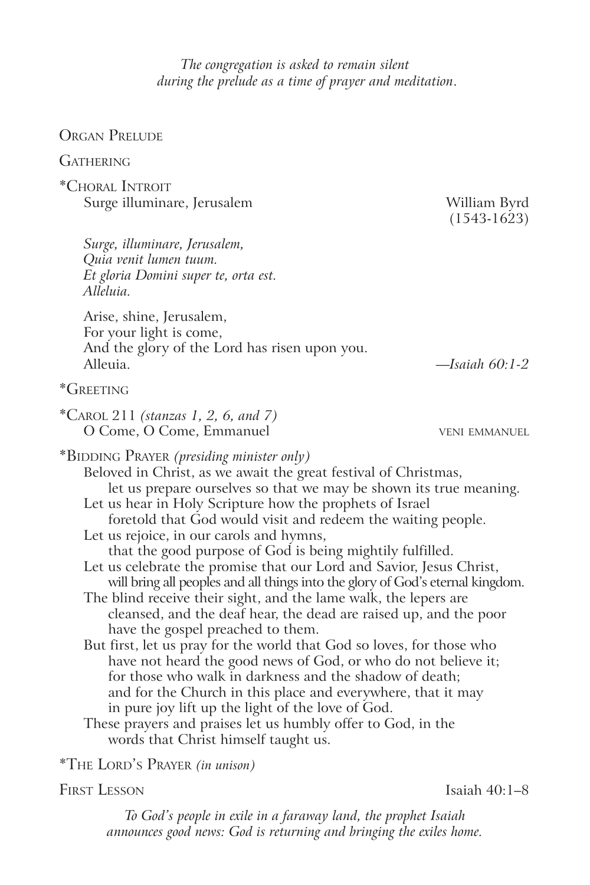*The congregation is asked to remain silent during the prelude as a time of prayer and meditation.*

Organ Prelude

Gathering

*Choral Introit
Surge illuminare, Jerusalem — William Byrd (1543-1623)

*Surge, illuminare, Jerusalem,*
*Quia venit lumen tuum.*
*Et gloria Domini super te, orta est.*
*Alleluia.*

Arise, shine, Jerusalem,
For your light is come,
And the glory of the Lord has risen upon you.
Alleuia. —*Isaiah 60:1-2*

*Greeting

*Carol 211 *(stanzas 1, 2, 6, and 7)*
O Come, O Come, Emmanuel — veni emmanuel

*Bidding Prayer *(presiding minister only)*

Beloved in Christ, as we await the great festival of Christmas, let us prepare ourselves so that we may be shown its true meaning.
Let us hear in Holy Scripture how the prophets of Israel foretold that God would visit and redeem the waiting people.
Let us rejoice, in our carols and hymns, that the good purpose of God is being mightily fulfilled.
Let us celebrate the promise that our Lord and Savior, Jesus Christ, will bring all peoples and all things into the glory of God's eternal kingdom.
The blind receive their sight, and the lame walk, the lepers are cleansed, and the deaf hear, the dead are raised up, and the poor have the gospel preached to them.
But first, let us pray for the world that God so loves, for those who have not heard the good news of God, or who do not believe it; for those who walk in darkness and the shadow of death; and for the Church in this place and everywhere, that it may in pure joy lift up the light of the love of God.
These prayers and praises let us humbly offer to God, in the words that Christ himself taught us.

*The Lord's Prayer *(in unison)*

First Lesson — Isaiah 40:1–8

*To God's people in exile in a faraway land, the prophet Isaiah announces good news: God is returning and bringing the exiles home.*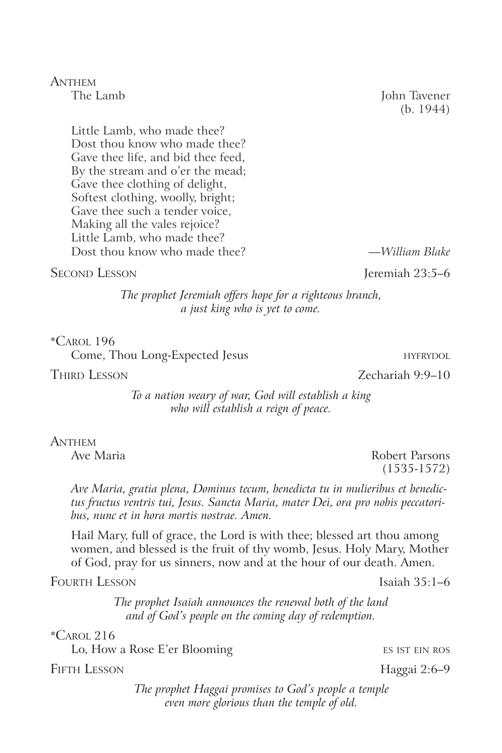## Anthem

The Lamb — John Tavener (b. 1944)

Little Lamb, who made thee?
Dost thou know who made thee?
Gave thee life, and bid thee feed,
By the stream and o'er the mead;
Gave thee clothing of delight,
Softest clothing, woolly, bright;
Gave thee such a tender voice,
Making all the vales rejoice?
Little Lamb, who made thee?
Dost thou know who made thee?

—*William Blake*

## Second Lesson — Jeremiah 23:5–6

*The prophet Jeremiah offers hope for a righteous branch, a just king who is yet to come.*

## *Carol 196

Come, Thou Long-Expected Jesus — HYFRYDOL

## Third Lesson — Zechariah 9:9–10

*To a nation weary of war, God will establish a king who will establish a reign of peace.*

## Anthem

Ave Maria — Robert Parsons (1535-1572)

*Ave Maria, gratia plena, Dominus tecum, benedicta tu in mulieribus et benedictus fructus ventris tui, Jesus. Sancta Maria, mater Dei, ora pro nobis peccatoribus, nunc et in hora mortis nostrae. Amen.*

Hail Mary, full of grace, the Lord is with thee; blessed art thou among women, and blessed is the fruit of thy womb, Jesus. Holy Mary, Mother of God, pray for us sinners, now and at the hour of our death. Amen.

## Fourth Lesson — Isaiah 35:1–6

*The prophet Isaiah announces the renewal both of the land and of God's people on the coming day of redemption.*

## *Carol 216

Lo, How a Rose E'er Blooming — ES IST EIN ROS

## Fifth Lesson — Haggai 2:6–9

*The prophet Haggai promises to God's people a temple even more glorious than the temple of old.*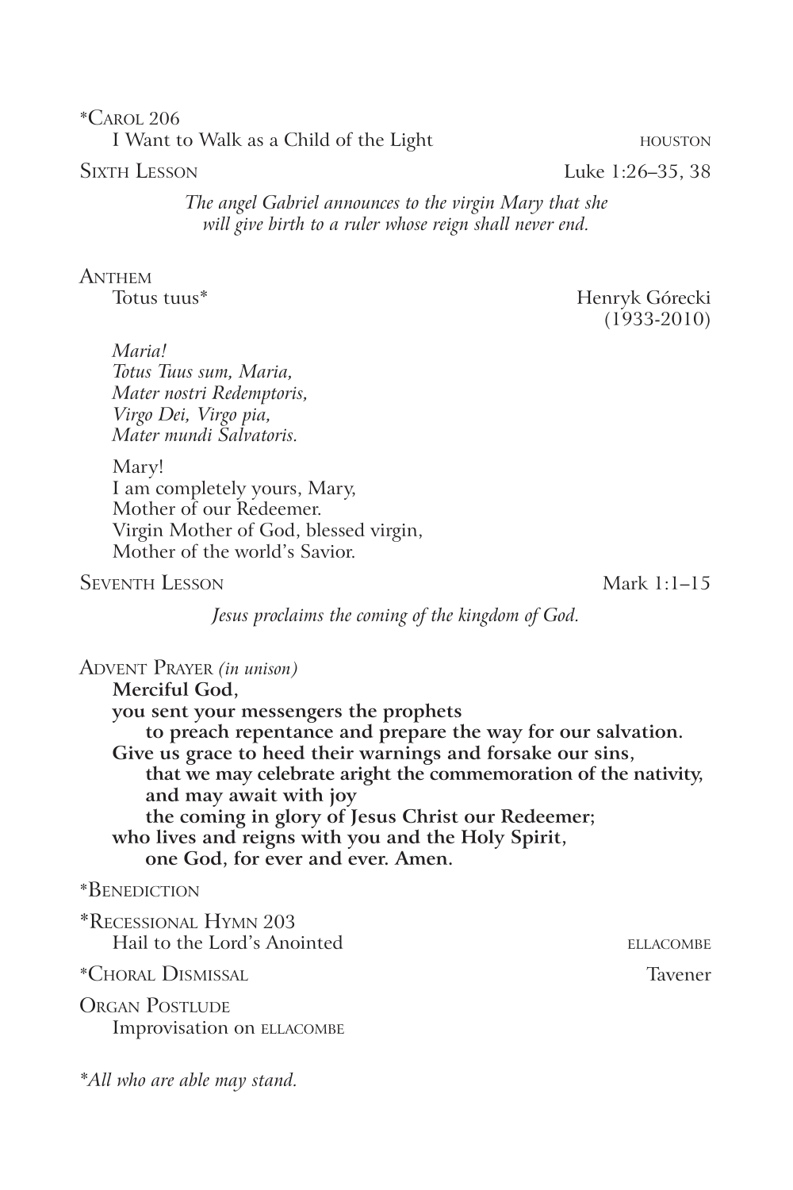*CAROL 206
I Want to Walk as a Child of the Light — HOUSTON

SIXTH LESSON — Luke 1:26–35, 38

*The angel Gabriel announces to the virgin Mary that she will give birth to a ruler whose reign shall never end.*

ANTHEM
Totus tuus* — Henryk Górecki (1933-2010)

*Maria!*
*Totus Tuus sum, Maria,*
*Mater nostri Redemptoris,*
*Virgo Dei, Virgo pia,*
*Mater mundi Salvatoris.*

Mary!
I am completely yours, Mary,
Mother of our Redeemer.
Virgin Mother of God, blessed virgin,
Mother of the world's Savior.

SEVENTH LESSON — Mark 1:1–15

*Jesus proclaims the coming of the kingdom of God.*

ADVENT PRAYER *(in unison)*

**Merciful God,**
**you sent your messengers the prophets**
**to preach repentance and prepare the way for our salvation.**
**Give us grace to heed their warnings and forsake our sins,**
**that we may celebrate aright the commemoration of the nativity,**
**and may await with joy**
**the coming in glory of Jesus Christ our Redeemer;**
**who lives and reigns with you and the Holy Spirit,**
**one God, for ever and ever. Amen.**

*BENEDICTION

*RECESSIONAL HYMN 203
Hail to the Lord's Anointed — ELLACOMBE

*CHORAL DISMISSAL — Tavener

ORGAN POSTLUDE
Improvisation on ELLACOMBE

**All who are able may stand.*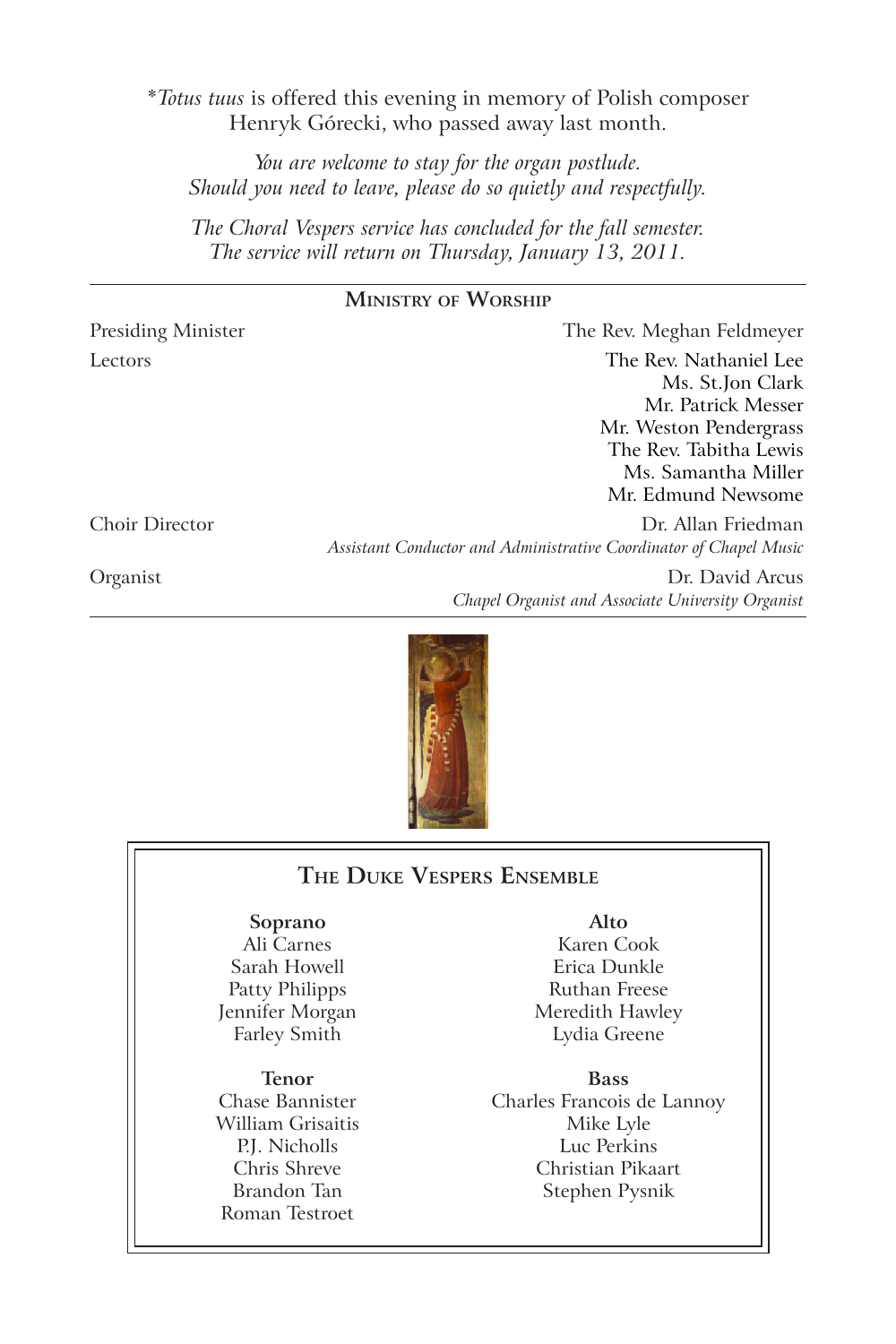**Totus tuus* is offered this evening in memory of Polish composer Henryk Górecki, who passed away last month.

*You are welcome to stay for the organ postlude.*
*Should you need to leave, please do so quietly and respectfully.*

*The Choral Vespers service has concluded for the fall semester.*
*The service will return on Thursday, January 13, 2011.*

## Ministry of Worship

| | |
|---|---|
| Presiding Minister | The Rev. Meghan Feldmeyer |
| Lectors | The Rev. Nathaniel Lee<br>Ms. St.Jon Clark<br>Mr. Patrick Messer<br>Mr. Weston Pendergrass<br>The Rev. Tabitha Lewis<br>Ms. Samantha Miller<br>Mr. Edmund Newsome |
| Choir Director | Dr. Allan Friedman<br>*Assistant Conductor and Administrative Coordinator of Chapel Music* |
| Organist | Dr. David Arcus<br>*Chapel Organist and Associate University Organist* |

## The Duke Vespers Ensemble

**Soprano**
Ali Carnes
Sarah Howell
Patty Philipps
Jennifer Morgan
Farley Smith

**Alto**
Karen Cook
Erica Dunkle
Ruthan Freese
Meredith Hawley
Lydia Greene

**Tenor**
Chase Bannister
William Grisaitis
P.J. Nicholls
Chris Shreve
Brandon Tan
Roman Testroet

**Bass**
Charles Francois de Lannoy
Mike Lyle
Luc Perkins
Christian Pikaart
Stephen Pysnik